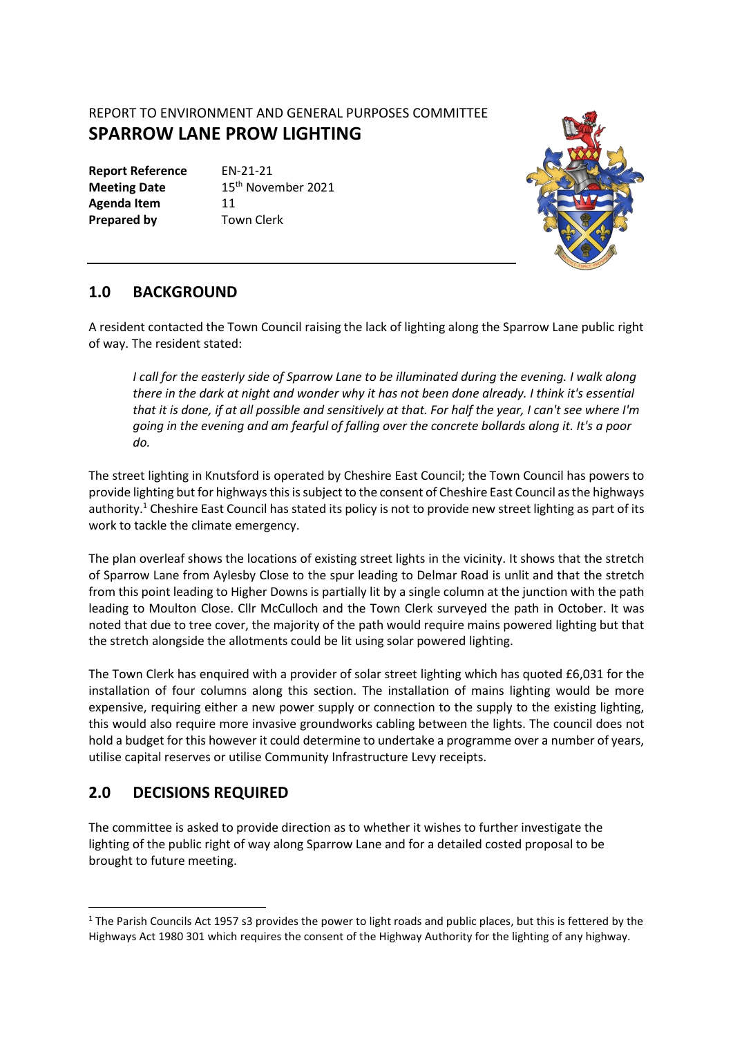REPORT TO ENVIRONMENT AND GENERAL PURPOSES COMMITTEE

# SPARROW LANE PROW LIGHTING

| | |
|---|---|
| **Report Reference** | EN-21-21 |
| **Meeting Date** | 15th November 2021 |
| **Agenda Item** | 11 |
| **Prepared by** | Town Clerk |

## 1.0 BACKGROUND

A resident contacted the Town Council raising the lack of lighting along the Sparrow Lane public right of way. The resident stated:

> *I call for the easterly side of Sparrow Lane to be illuminated during the evening. I walk along there in the dark at night and wonder why it has not been done already. I think it's essential that it is done, if at all possible and sensitively at that. For half the year, I can't see where I'm going in the evening and am fearful of falling over the concrete bollards along it. It's a poor do.*

The street lighting in Knutsford is operated by Cheshire East Council; the Town Council has powers to provide lighting but for highways this is subject to the consent of Cheshire East Council as the highways authority.[1] Cheshire East Council has stated its policy is not to provide new street lighting as part of its work to tackle the climate emergency.

The plan overleaf shows the locations of existing street lights in the vicinity. It shows that the stretch of Sparrow Lane from Aylesby Close to the spur leading to Delmar Road is unlit and that the stretch from this point leading to Higher Downs is partially lit by a single column at the junction with the path leading to Moulton Close. Cllr McCulloch and the Town Clerk surveyed the path in October. It was noted that due to tree cover, the majority of the path would require mains powered lighting but that the stretch alongside the allotments could be lit using solar powered lighting.

The Town Clerk has enquired with a provider of solar street lighting which has quoted £6,031 for the installation of four columns along this section. The installation of mains lighting would be more expensive, requiring either a new power supply or connection to the supply to the existing lighting, this would also require more invasive groundworks cabling between the lights. The council does not hold a budget for this however it could determine to undertake a programme over a number of years, utilise capital reserves or utilise Community Infrastructure Levy receipts.

## 2.0 DECISIONS REQUIRED

The committee is asked to provide direction as to whether it wishes to further investigate the lighting of the public right of way along Sparrow Lane and for a detailed costed proposal to be brought to future meeting.

---

[1] The Parish Councils Act 1957 s3 provides the power to light roads and public places, but this is fettered by the Highways Act 1980 301 which requires the consent of the Highway Authority for the lighting of any highway.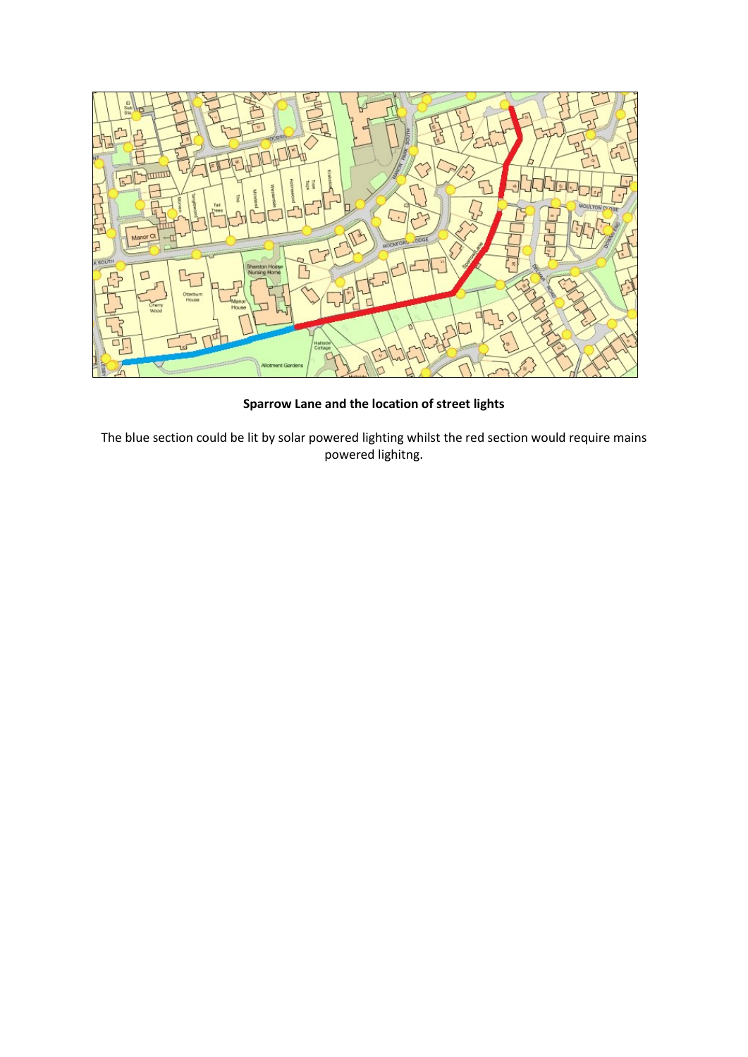**Sparrow Lane and the location of street lights**

The blue section could be lit by solar powered lighting whilst the red section would require mains powered lighitng.